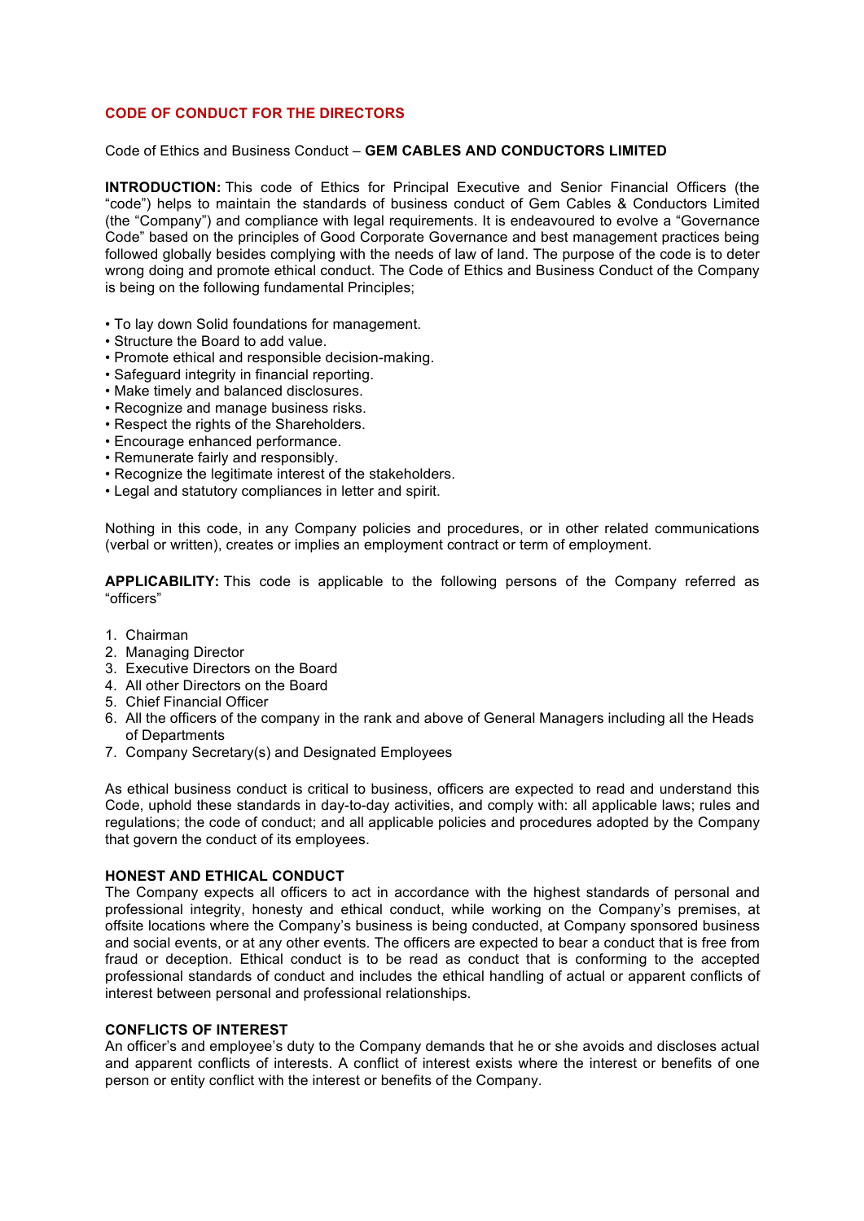# CODE OF CONDUCT FOR THE DIRECTORS

Code of Ethics and Business Conduct – **GEM CABLES AND CONDUCTORS LIMITED**

**INTRODUCTION:** This code of Ethics for Principal Executive and Senior Financial Officers (the "code") helps to maintain the standards of business conduct of Gem Cables & Conductors Limited (the "Company") and compliance with legal requirements. It is endeavoured to evolve a "Governance Code" based on the principles of Good Corporate Governance and best management practices being followed globally besides complying with the needs of law of land. The purpose of the code is to deter wrong doing and promote ethical conduct. The Code of Ethics and Business Conduct of the Company is being on the following fundamental Principles;

- To lay down Solid foundations for management.
- Structure the Board to add value.
- Promote ethical and responsible decision-making.
- Safeguard integrity in financial reporting.
- Make timely and balanced disclosures.
- Recognize and manage business risks.
- Respect the rights of the Shareholders.
- Encourage enhanced performance.
- Remunerate fairly and responsibly.
- Recognize the legitimate interest of the stakeholders.
- Legal and statutory compliances in letter and spirit.

Nothing in this code, in any Company policies and procedures, or in other related communications (verbal or written), creates or implies an employment contract or term of employment.

**APPLICABILITY:** This code is applicable to the following persons of the Company referred as "officers"

1. Chairman
2. Managing Director
3. Executive Directors on the Board
4. All other Directors on the Board
5. Chief Financial Officer
6. All the officers of the company in the rank and above of General Managers including all the Heads of Departments
7. Company Secretary(s) and Designated Employees

As ethical business conduct is critical to business, officers are expected to read and understand this Code, uphold these standards in day-to-day activities, and comply with: all applicable laws; rules and regulations; the code of conduct; and all applicable policies and procedures adopted by the Company that govern the conduct of its employees.

### HONEST AND ETHICAL CONDUCT

The Company expects all officers to act in accordance with the highest standards of personal and professional integrity, honesty and ethical conduct, while working on the Company's premises, at offsite locations where the Company's business is being conducted, at Company sponsored business and social events, or at any other events. The officers are expected to bear a conduct that is free from fraud or deception. Ethical conduct is to be read as conduct that is conforming to the accepted professional standards of conduct and includes the ethical handling of actual or apparent conflicts of interest between personal and professional relationships.

### CONFLICTS OF INTEREST

An officer's and employee's duty to the Company demands that he or she avoids and discloses actual and apparent conflicts of interests. A conflict of interest exists where the interest or benefits of one person or entity conflict with the interest or benefits of the Company.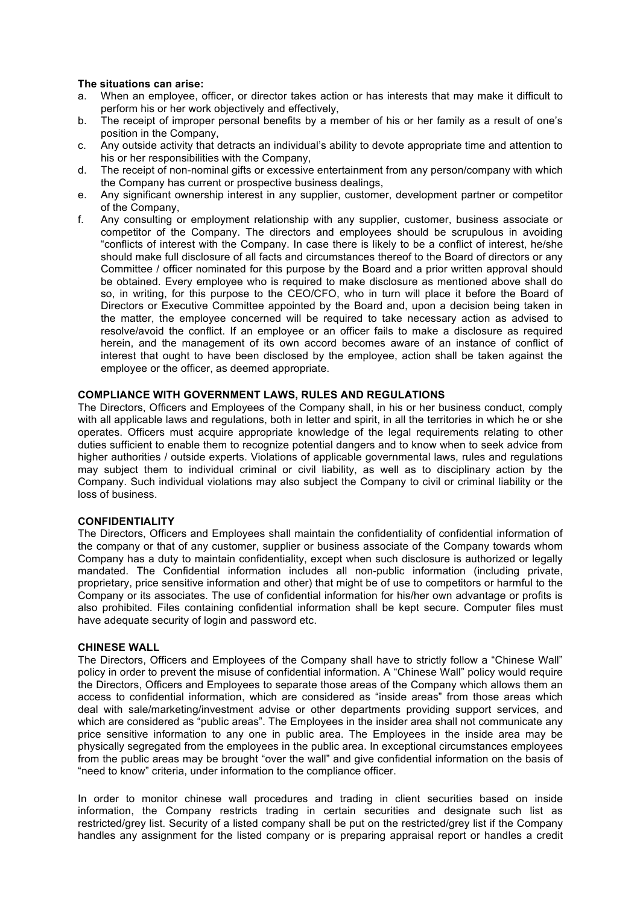**The situations can arise:**

a. When an employee, officer, or director takes action or has interests that may make it difficult to perform his or her work objectively and effectively,
b. The receipt of improper personal benefits by a member of his or her family as a result of one's position in the Company,
c. Any outside activity that detracts an individual's ability to devote appropriate time and attention to his or her responsibilities with the Company,
d. The receipt of non-nominal gifts or excessive entertainment from any person/company with which the Company has current or prospective business dealings,
e. Any significant ownership interest in any supplier, customer, development partner or competitor of the Company,
f. Any consulting or employment relationship with any supplier, customer, business associate or competitor of the Company. The directors and employees should be scrupulous in avoiding "conflicts of interest with the Company. In case there is likely to be a conflict of interest, he/she should make full disclosure of all facts and circumstances thereof to the Board of directors or any Committee / officer nominated for this purpose by the Board and a prior written approval should be obtained. Every employee who is required to make disclosure as mentioned above shall do so, in writing, for this purpose to the CEO/CFO, who in turn will place it before the Board of Directors or Executive Committee appointed by the Board and, upon a decision being taken in the matter, the employee concerned will be required to take necessary action as advised to resolve/avoid the conflict. If an employee or an officer fails to make a disclosure as required herein, and the management of its own accord becomes aware of an instance of conflict of interest that ought to have been disclosed by the employee, action shall be taken against the employee or the officer, as deemed appropriate.

## COMPLIANCE WITH GOVERNMENT LAWS, RULES AND REGULATIONS

The Directors, Officers and Employees of the Company shall, in his or her business conduct, comply with all applicable laws and regulations, both in letter and spirit, in all the territories in which he or she operates. Officers must acquire appropriate knowledge of the legal requirements relating to other duties sufficient to enable them to recognize potential dangers and to know when to seek advice from higher authorities / outside experts. Violations of applicable governmental laws, rules and regulations may subject them to individual criminal or civil liability, as well as to disciplinary action by the Company. Such individual violations may also subject the Company to civil or criminal liability or the loss of business.

## CONFIDENTIALITY

The Directors, Officers and Employees shall maintain the confidentiality of confidential information of the company or that of any customer, supplier or business associate of the Company towards whom Company has a duty to maintain confidentiality, except when such disclosure is authorized or legally mandated. The Confidential information includes all non-public information (including private, proprietary, price sensitive information and other) that might be of use to competitors or harmful to the Company or its associates. The use of confidential information for his/her own advantage or profits is also prohibited. Files containing confidential information shall be kept secure. Computer files must have adequate security of login and password etc.

## CHINESE WALL

The Directors, Officers and Employees of the Company shall have to strictly follow a "Chinese Wall" policy in order to prevent the misuse of confidential information. A "Chinese Wall" policy would require the Directors, Officers and Employees to separate those areas of the Company which allows them an access to confidential information, which are considered as "inside areas" from those areas which deal with sale/marketing/investment advise or other departments providing support services, and which are considered as "public areas". The Employees in the insider area shall not communicate any price sensitive information to any one in public area. The Employees in the inside area may be physically segregated from the employees in the public area. In exceptional circumstances employees from the public areas may be brought "over the wall" and give confidential information on the basis of "need to know" criteria, under information to the compliance officer.

In order to monitor chinese wall procedures and trading in client securities based on inside information, the Company restricts trading in certain securities and designate such list as restricted/grey list. Security of a listed company shall be put on the restricted/grey list if the Company handles any assignment for the listed company or is preparing appraisal report or handles a credit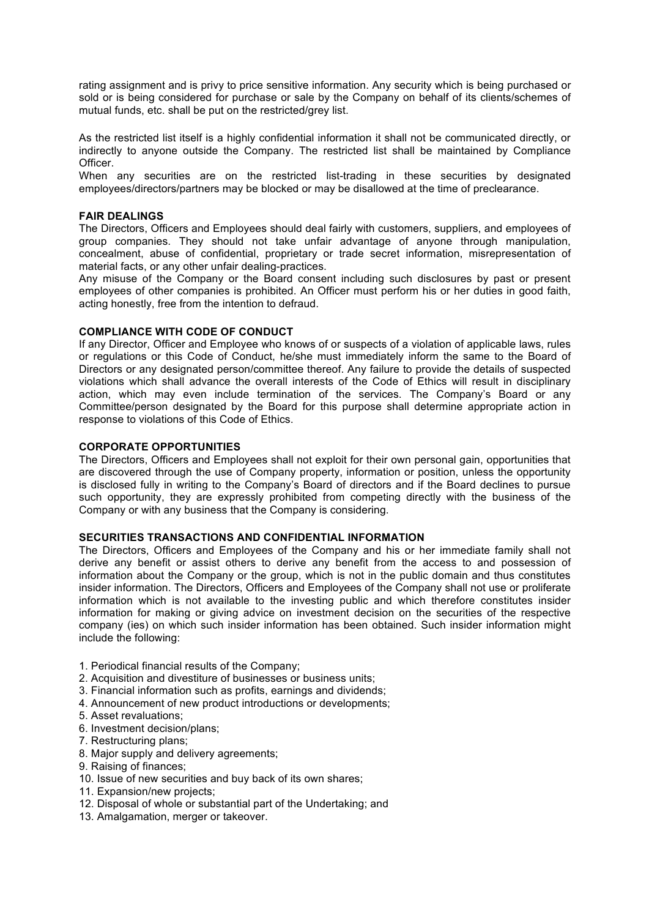rating assignment and is privy to price sensitive information. Any security which is being purchased or sold or is being considered for purchase or sale by the Company on behalf of its clients/schemes of mutual funds, etc. shall be put on the restricted/grey list.

As the restricted list itself is a highly confidential information it shall not be communicated directly, or indirectly to anyone outside the Company. The restricted list shall be maintained by Compliance Officer.
When any securities are on the restricted list-trading in these securities by designated employees/directors/partners may be blocked or may be disallowed at the time of preclearance.

**FAIR DEALINGS**
The Directors, Officers and Employees should deal fairly with customers, suppliers, and employees of group companies. They should not take unfair advantage of anyone through manipulation, concealment, abuse of confidential, proprietary or trade secret information, misrepresentation of material facts, or any other unfair dealing-practices.
Any misuse of the Company or the Board consent including such disclosures by past or present employees of other companies is prohibited. An Officer must perform his or her duties in good faith, acting honestly, free from the intention to defraud.

**COMPLIANCE WITH CODE OF CONDUCT**
If any Director, Officer and Employee who knows of or suspects of a violation of applicable laws, rules or regulations or this Code of Conduct, he/she must immediately inform the same to the Board of Directors or any designated person/committee thereof. Any failure to provide the details of suspected violations which shall advance the overall interests of the Code of Ethics will result in disciplinary action, which may even include termination of the services. The Company's Board or any Committee/person designated by the Board for this purpose shall determine appropriate action in response to violations of this Code of Ethics.

**CORPORATE OPPORTUNITIES**
The Directors, Officers and Employees shall not exploit for their own personal gain, opportunities that are discovered through the use of Company property, information or position, unless the opportunity is disclosed fully in writing to the Company's Board of directors and if the Board declines to pursue such opportunity, they are expressly prohibited from competing directly with the business of the Company or with any business that the Company is considering.

**SECURITIES TRANSACTIONS AND CONFIDENTIAL INFORMATION**
The Directors, Officers and Employees of the Company and his or her immediate family shall not derive any benefit or assist others to derive any benefit from the access to and possession of information about the Company or the group, which is not in the public domain and thus constitutes insider information. The Directors, Officers and Employees of the Company shall not use or proliferate information which is not available to the investing public and which therefore constitutes insider information for making or giving advice on investment decision on the securities of the respective company (ies) on which such insider information has been obtained. Such insider information might include the following:

1. Periodical financial results of the Company;
2. Acquisition and divestiture of businesses or business units;
3. Financial information such as profits, earnings and dividends;
4. Announcement of new product introductions or developments;
5. Asset revaluations;
6. Investment decision/plans;
7. Restructuring plans;
8. Major supply and delivery agreements;
9. Raising of finances;
10. Issue of new securities and buy back of its own shares;
11. Expansion/new projects;
12. Disposal of whole or substantial part of the Undertaking; and
13. Amalgamation, merger or takeover.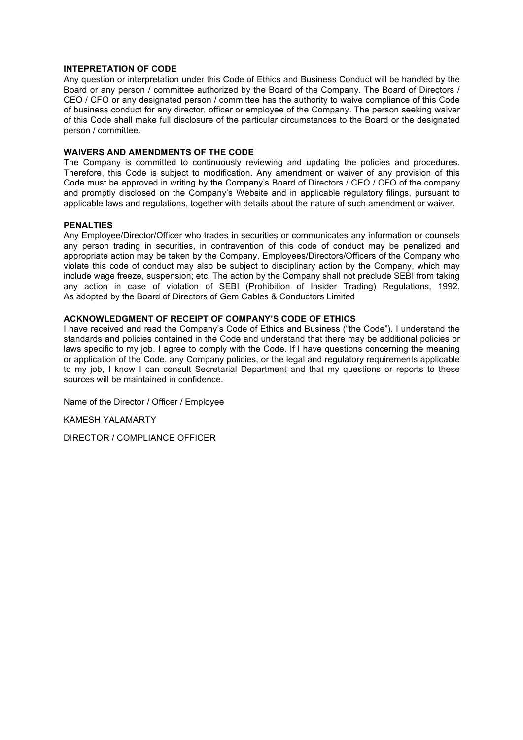## INTEPRETATION OF CODE

Any question or interpretation under this Code of Ethics and Business Conduct will be handled by the Board or any person / committee authorized by the Board of the Company. The Board of Directors / CEO / CFO or any designated person / committee has the authority to waive compliance of this Code of business conduct for any director, officer or employee of the Company. The person seeking waiver of this Code shall make full disclosure of the particular circumstances to the Board or the designated person / committee.

## WAIVERS AND AMENDMENTS OF THE CODE

The Company is committed to continuously reviewing and updating the policies and procedures. Therefore, this Code is subject to modification. Any amendment or waiver of any provision of this Code must be approved in writing by the Company's Board of Directors / CEO / CFO of the company and promptly disclosed on the Company's Website and in applicable regulatory filings, pursuant to applicable laws and regulations, together with details about the nature of such amendment or waiver.

## PENALTIES

Any Employee/Director/Officer who trades in securities or communicates any information or counsels any person trading in securities, in contravention of this code of conduct may be penalized and appropriate action may be taken by the Company. Employees/Directors/Officers of the Company who violate this code of conduct may also be subject to disciplinary action by the Company, which may include wage freeze, suspension; etc. The action by the Company shall not preclude SEBI from taking any action in case of violation of SEBI (Prohibition of Insider Trading) Regulations, 1992. As adopted by the Board of Directors of Gem Cables & Conductors Limited

## ACKNOWLEDGMENT OF RECEIPT OF COMPANY'S CODE OF ETHICS

I have received and read the Company's Code of Ethics and Business ("the Code"). I understand the standards and policies contained in the Code and understand that there may be additional policies or laws specific to my job. I agree to comply with the Code. If I have questions concerning the meaning or application of the Code, any Company policies, or the legal and regulatory requirements applicable to my job, I know I can consult Secretarial Department and that my questions or reports to these sources will be maintained in confidence.

Name of the Director / Officer / Employee

KAMESH YALAMARTY

DIRECTOR / COMPLIANCE OFFICER